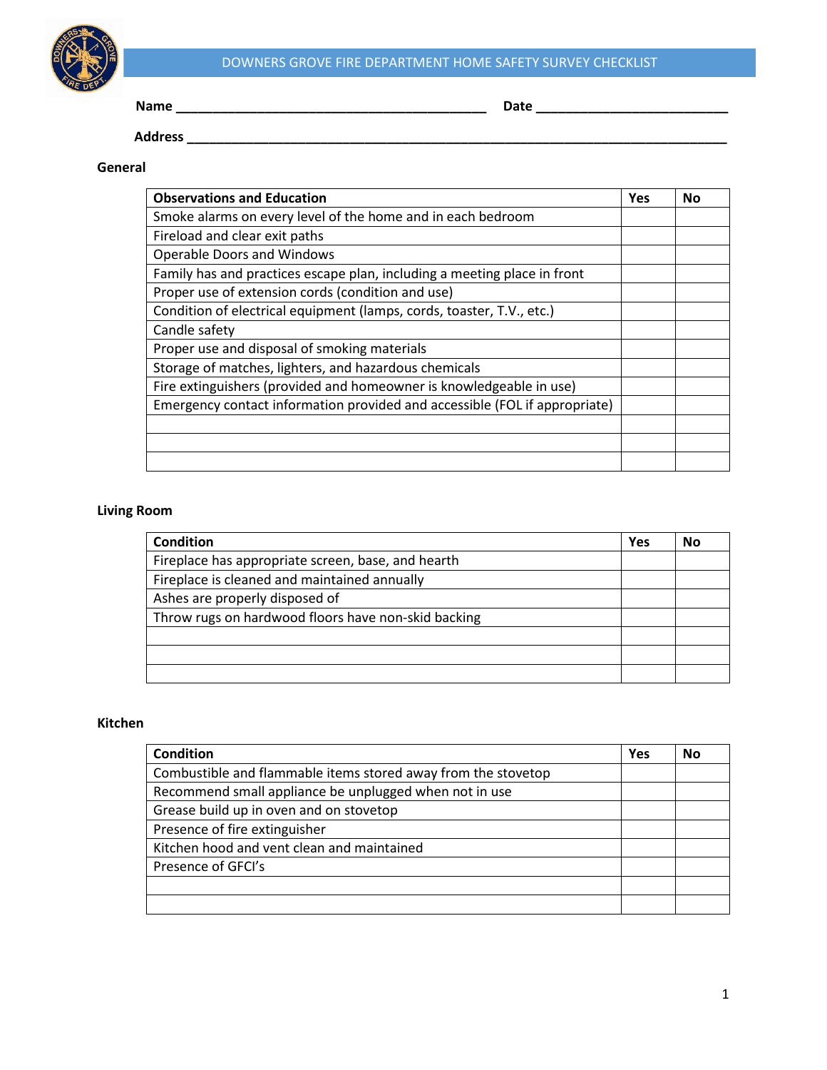# DOWNERS GROVE FIRE DEPARTMENT HOME SAFETY SURVEY CHECKLIST

**Name** ____________________________________________ **Date** ___________________________

**Address** ______________________________________________________________________________

## General

| Observations and Education | Yes | No |
|---|---|---|
| Smoke alarms on every level of the home and in each bedroom | | |
| Fireload and clear exit paths | | |
| Operable Doors and Windows | | |
| Family has and practices escape plan, including a meeting place in front | | |
| Proper use of extension cords (condition and use) | | |
| Condition of electrical equipment (lamps, cords, toaster, T.V., etc.) | | |
| Candle safety | | |
| Proper use and disposal of smoking materials | | |
| Storage of matches, lighters, and hazardous chemicals | | |
| Fire extinguishers (provided and homeowner is knowledgeable in use) | | |
| Emergency contact information provided and accessible (FOL if appropriate) | | |
| | | |
| | | |
| | | |

## Living Room

| Condition | Yes | No |
|---|---|---|
| Fireplace has appropriate screen, base, and hearth | | |
| Fireplace is cleaned and maintained annually | | |
| Ashes are properly disposed of | | |
| Throw rugs on hardwood floors have non-skid backing | | |
| | | |
| | | |
| | | |

## Kitchen

| Condition | Yes | No |
|---|---|---|
| Combustible and flammable items stored away from the stovetop | | |
| Recommend small appliance be unplugged when not in use | | |
| Grease build up in oven and on stovetop | | |
| Presence of fire extinguisher | | |
| Kitchen hood and vent clean and maintained | | |
| Presence of GFCI's | | |
| | | |
| | | |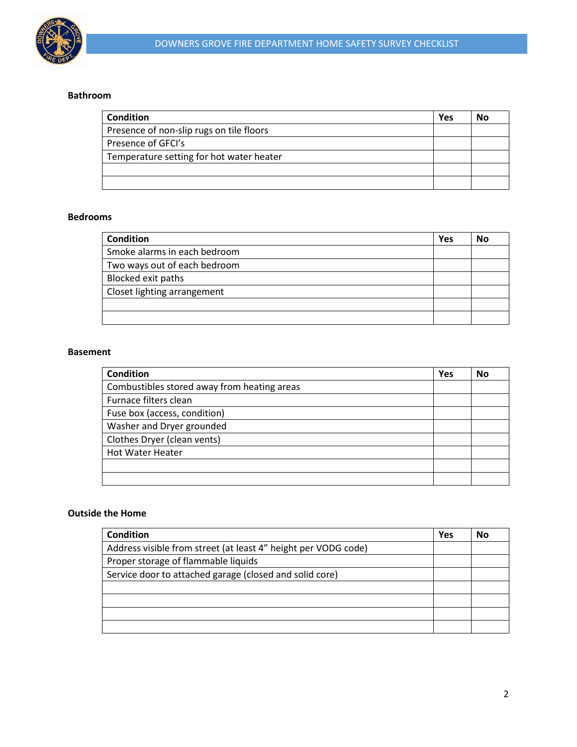# DOWNERS GROVE FIRE DEPARTMENT HOME SAFETY SURVEY CHECKLIST

### Bathroom

| Condition | Yes | No |
|---|---|---|
| Presence of non-slip rugs on tile floors | | |
| Presence of GFCI's | | |
| Temperature setting for hot water heater | | |
| | | |
| | | |

### Bedrooms

| Condition | Yes | No |
|---|---|---|
| Smoke alarms in each bedroom | | |
| Two ways out of each bedroom | | |
| Blocked exit paths | | |
| Closet lighting arrangement | | |
| | | |
| | | |

### Basement

| Condition | Yes | No |
|---|---|---|
| Combustibles stored away from heating areas | | |
| Furnace filters clean | | |
| Fuse box (access, condition) | | |
| Washer and Dryer grounded | | |
| Clothes Dryer (clean vents) | | |
| Hot Water Heater | | |
| | | |
| | | |

### Outside the Home

| Condition | Yes | No |
|---|---|---|
| Address visible from street (at least 4" height per VODG code) | | |
| Proper storage of flammable liquids | | |
| Service door to attached garage (closed and solid core) | | |
| | | |
| | | |
| | | |
| | | |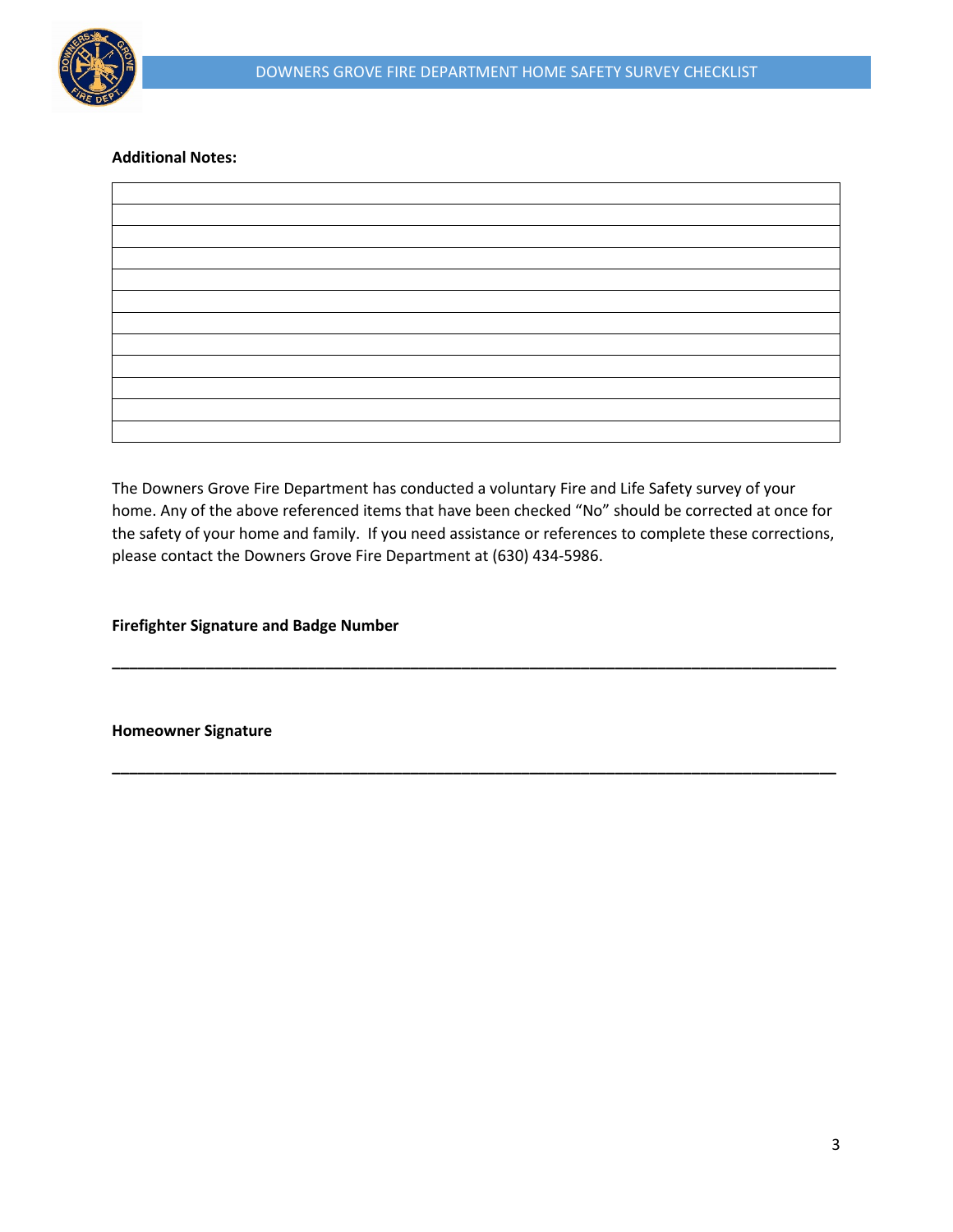**Additional Notes:**

| |
|---|
| |
| |
| |
| |
| |
| |
| |
| |
| |
| |
| |

The Downers Grove Fire Department has conducted a voluntary Fire and Life Safety survey of your home. Any of the above referenced items that have been checked "No" should be corrected at once for the safety of your home and family. If you need assistance or references to complete these corrections, please contact the Downers Grove Fire Department at (630) 434-5986.

**Firefighter Signature and Badge Number**

______________________________________________________________________________

**Homeowner Signature**

______________________________________________________________________________